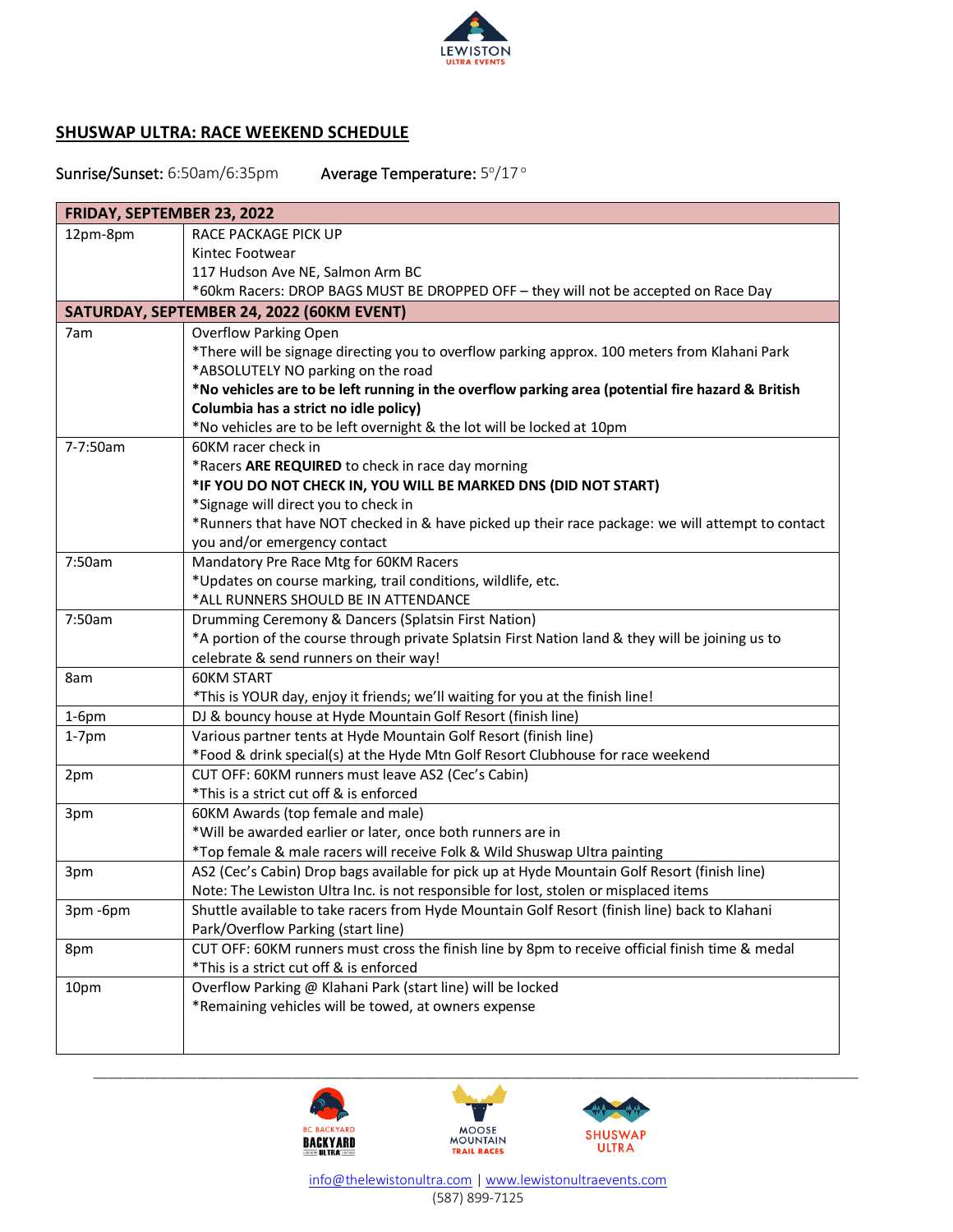## SHUSWAP ULTRA: RACE WEEKEND SCHEDULE

Sunrise/Sunset: 6:50am/6:35pm Average Temperature: 5°/17°

| FRIDAY, SEPTEMBER 23, 2022 | |
|---|---|
| 12pm-8pm | RACE PACKAGE PICK UP<br>Kintec Footwear<br>117 Hudson Ave NE, Salmon Arm BC<br>*60km Racers: DROP BAGS MUST BE DROPPED OFF – they will not be accepted on Race Day |
| **SATURDAY, SEPTEMBER 24, 2022 (60KM EVENT)** | |
| 7am | Overflow Parking Open<br>*There will be signage directing you to overflow parking approx. 100 meters from Klahani Park<br>*ABSOLUTELY NO parking on the road<br>**\*No vehicles are to be left running in the overflow parking area (potential fire hazard & British Columbia has a strict no idle policy)**<br>*No vehicles are to be left overnight & the lot will be locked at 10pm |
| 7-7:50am | 60KM racer check in<br>*Racers **ARE REQUIRED** to check in race day morning<br>**\*IF YOU DO NOT CHECK IN, YOU WILL BE MARKED DNS (DID NOT START)**<br>*Signage will direct you to check in<br>*Runners that have NOT checked in & have picked up their race package: we will attempt to contact you and/or emergency contact |
| 7:50am | Mandatory Pre Race Mtg for 60KM Racers<br>*Updates on course marking, trail conditions, wildlife, etc.<br>*ALL RUNNERS SHOULD BE IN ATTENDANCE |
| 7:50am | Drumming Ceremony & Dancers (Splatsin First Nation)<br>*A portion of the course through private Splatsin First Nation land & they will be joining us to celebrate & send runners on their way! |
| 8am | 60KM START<br>*This is YOUR day, enjoy it friends; we'll waiting for you at the finish line! |
| 1-6pm | DJ & bouncy house at Hyde Mountain Golf Resort (finish line) |
| 1-7pm | Various partner tents at Hyde Mountain Golf Resort (finish line)<br>*Food & drink special(s) at the Hyde Mtn Golf Resort Clubhouse for race weekend |
| 2pm | CUT OFF: 60KM runners must leave AS2 (Cec's Cabin)<br>*This is a strict cut off & is enforced |
| 3pm | 60KM Awards (top female and male)<br>*Will be awarded earlier or later, once both runners are in<br>*Top female & male racers will receive Folk & Wild Shuswap Ultra painting |
| 3pm | AS2 (Cec's Cabin) Drop bags available for pick up at Hyde Mountain Golf Resort (finish line)<br>Note: The Lewiston Ultra Inc. is not responsible for lost, stolen or misplaced items |
| 3pm -6pm | Shuttle available to take racers from Hyde Mountain Golf Resort (finish line) back to Klahani Park/Overflow Parking (start line) |
| 8pm | CUT OFF: 60KM runners must cross the finish line by 8pm to receive official finish time & medal<br>*This is a strict cut off & is enforced |
| 10pm | Overflow Parking @ Klahani Park (start line) will be locked<br>*Remaining vehicles will be towed, at owners expense |

info@thelewistonultra.com | www.lewistonultraevents.com
(587) 899-7125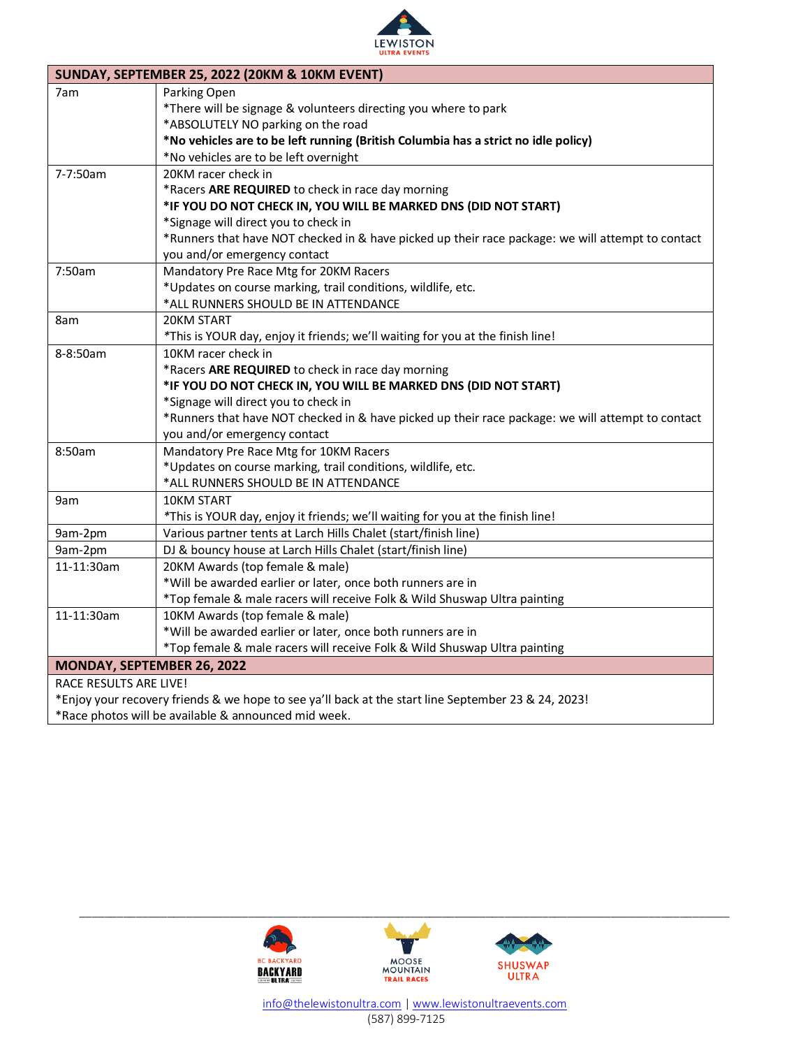| SUNDAY, SEPTEMBER 25, 2022 (20KM & 10KM EVENT) | |
|---|---|
| 7am | Parking Open<br>*There will be signage & volunteers directing you where to park<br>*ABSOLUTELY NO parking on the road<br>**\*No vehicles are to be left running (British Columbia has a strict no idle policy)**<br>*No vehicles are to be left overnight |
| 7-7:50am | 20KM racer check in<br>*Racers **ARE REQUIRED** to check in race day morning<br>**\*IF YOU DO NOT CHECK IN, YOU WILL BE MARKED DNS (DID NOT START)**<br>*Signage will direct you to check in<br>*Runners that have NOT checked in & have picked up their race package: we will attempt to contact you and/or emergency contact |
| 7:50am | Mandatory Pre Race Mtg for 20KM Racers<br>*Updates on course marking, trail conditions, wildlife, etc.<br>*ALL RUNNERS SHOULD BE IN ATTENDANCE |
| 8am | 20KM START<br>*This is YOUR day, enjoy it friends; we'll waiting for you at the finish line! |
| 8-8:50am | 10KM racer check in<br>*Racers **ARE REQUIRED** to check in race day morning<br>**\*IF YOU DO NOT CHECK IN, YOU WILL BE MARKED DNS (DID NOT START)**<br>*Signage will direct you to check in<br>*Runners that have NOT checked in & have picked up their race package: we will attempt to contact you and/or emergency contact |
| 8:50am | Mandatory Pre Race Mtg for 10KM Racers<br>*Updates on course marking, trail conditions, wildlife, etc.<br>*ALL RUNNERS SHOULD BE IN ATTENDANCE |
| 9am | 10KM START<br>*This is YOUR day, enjoy it friends; we'll waiting for you at the finish line! |
| 9am-2pm | Various partner tents at Larch Hills Chalet (start/finish line) |
| 9am-2pm | DJ & bouncy house at Larch Hills Chalet (start/finish line) |
| 11-11:30am | 20KM Awards (top female & male)<br>*Will be awarded earlier or later, once both runners are in<br>*Top female & male racers will receive Folk & Wild Shuswap Ultra painting |
| 11-11:30am | 10KM Awards (top female & male)<br>*Will be awarded earlier or later, once both runners are in<br>*Top female & male racers will receive Folk & Wild Shuswap Ultra painting |
| **MONDAY, SEPTEMBER 26, 2022** | |
| RACE RESULTS ARE LIVE!<br>*Enjoy your recovery friends & we hope to see ya'll back at the start line September 23 & 24, 2023!<br>*Race photos will be available & announced mid week. | |

info@thelewistonultra.com | www.lewistonultraevents.com
(587) 899-7125